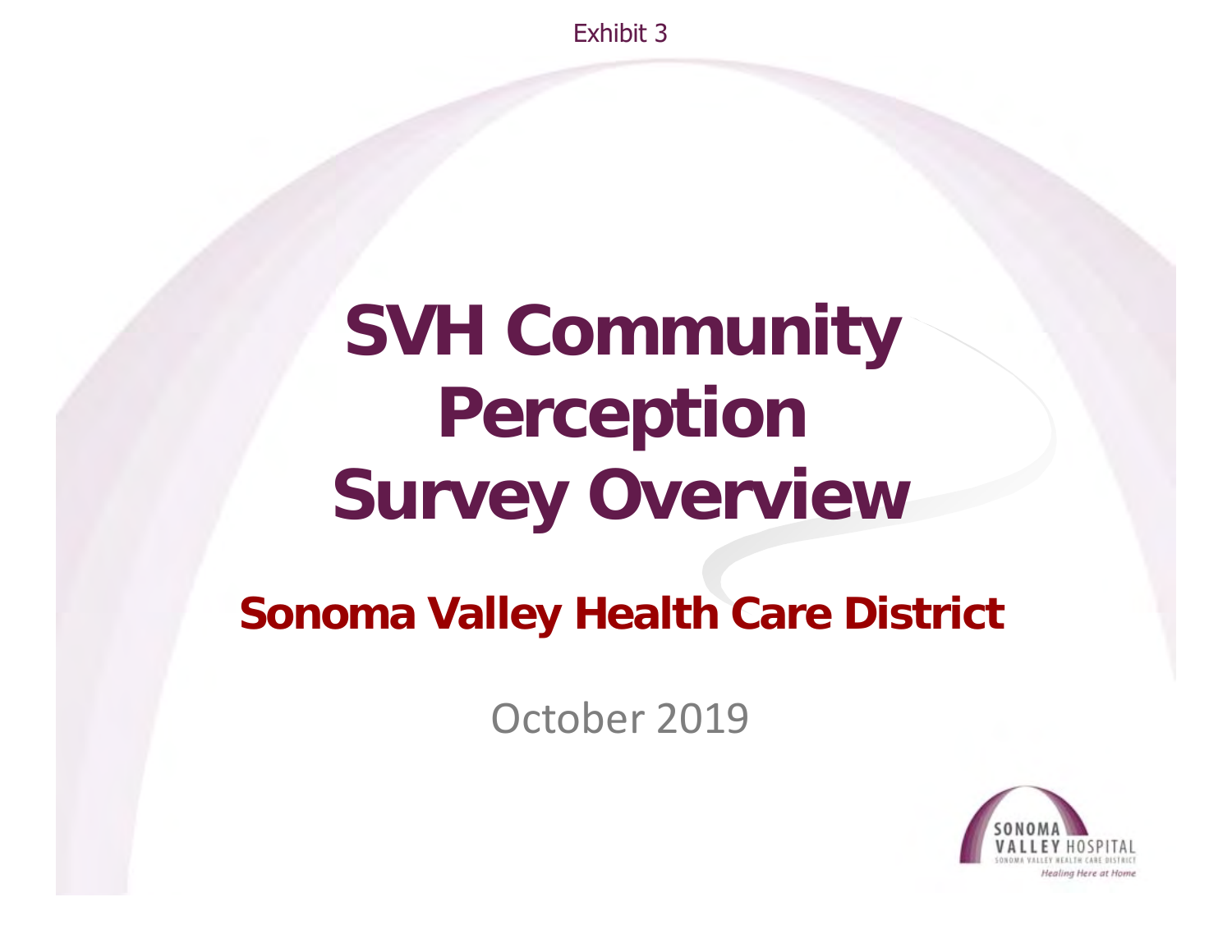Exhibit 3

# SVH Community Perception Survey Overview

## Sonoma Valley Health Care District

October 2019

SONOMA VALLEY HOSPITAL
SONOMA VALLEY HEALTH CARE DISTRICT
*Healing Here at Home*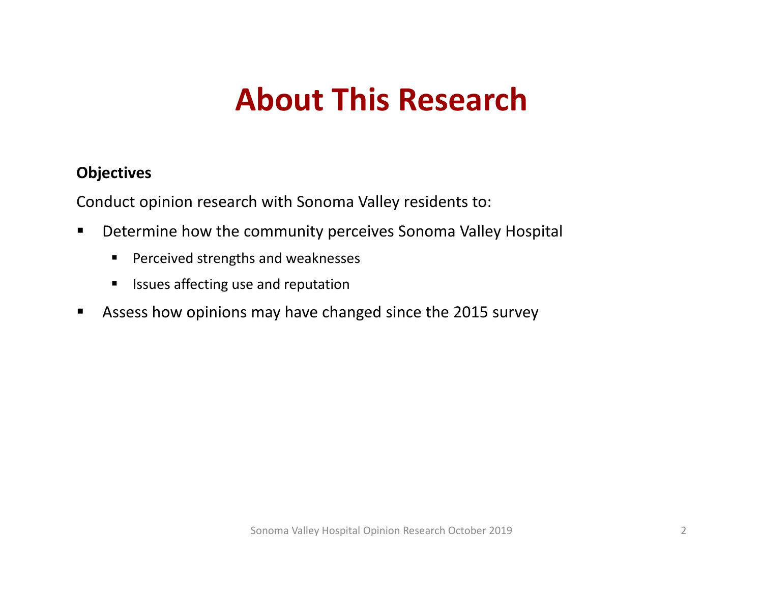# About This Research

**Objectives**

Conduct opinion research with Sonoma Valley residents to:

- Determine how the community perceives Sonoma Valley Hospital
  - Perceived strengths and weaknesses
  - Issues affecting use and reputation
- Assess how opinions may have changed since the 2015 survey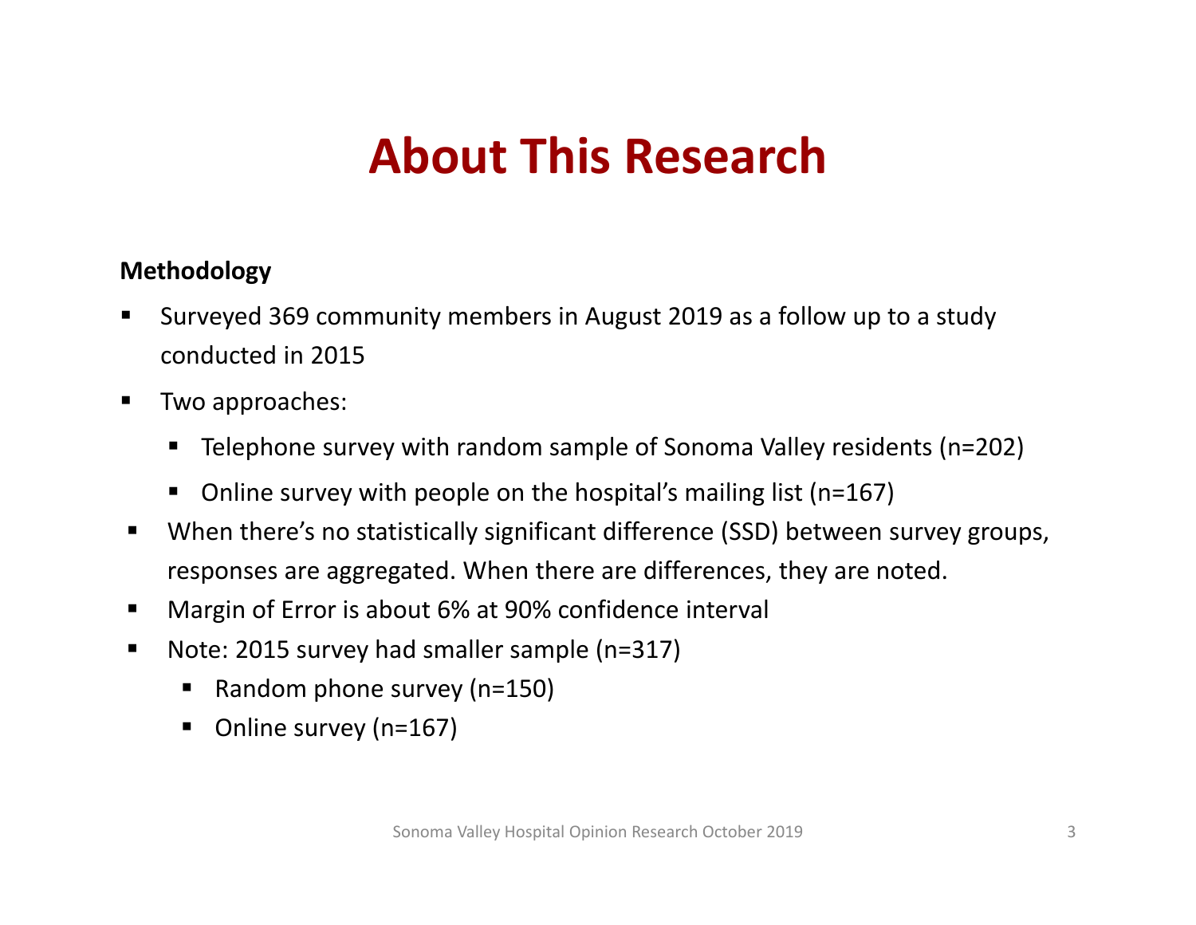# About This Research

**Methodology**

- Surveyed 369 community members in August 2019 as a follow up to a study conducted in 2015
- Two approaches:
  - Telephone survey with random sample of Sonoma Valley residents (n=202)
  - Online survey with people on the hospital's mailing list (n=167)
- When there's no statistically significant difference (SSD) between survey groups, responses are aggregated. When there are differences, they are noted.
- Margin of Error is about 6% at 90% confidence interval
- Note: 2015 survey had smaller sample (n=317)
  - Random phone survey (n=150)
  - Online survey (n=167)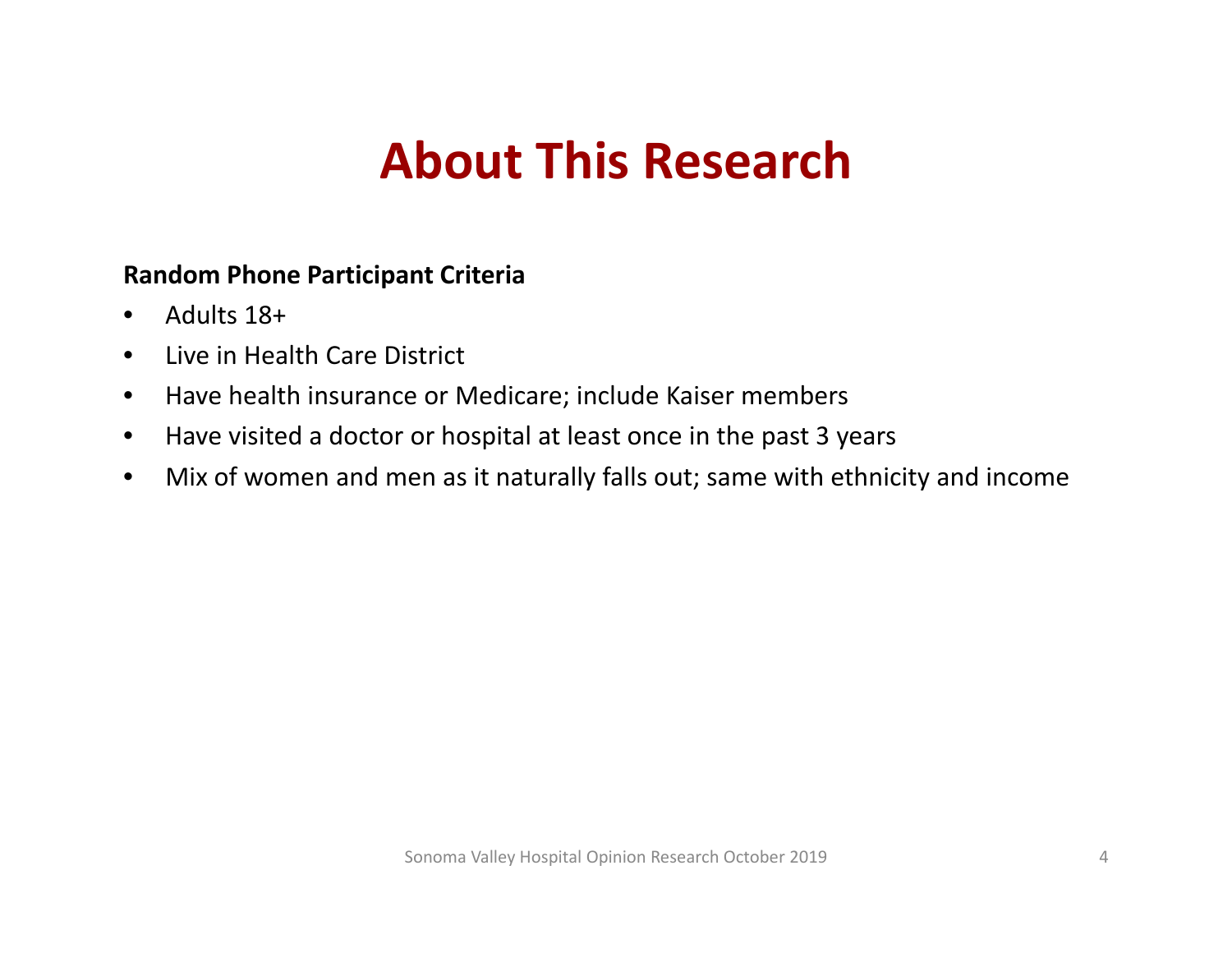# About This Research

**Random Phone Participant Criteria**

- Adults 18+
- Live in Health Care District
- Have health insurance or Medicare; include Kaiser members
- Have visited a doctor or hospital at least once in the past 3 years
- Mix of women and men as it naturally falls out; same with ethnicity and income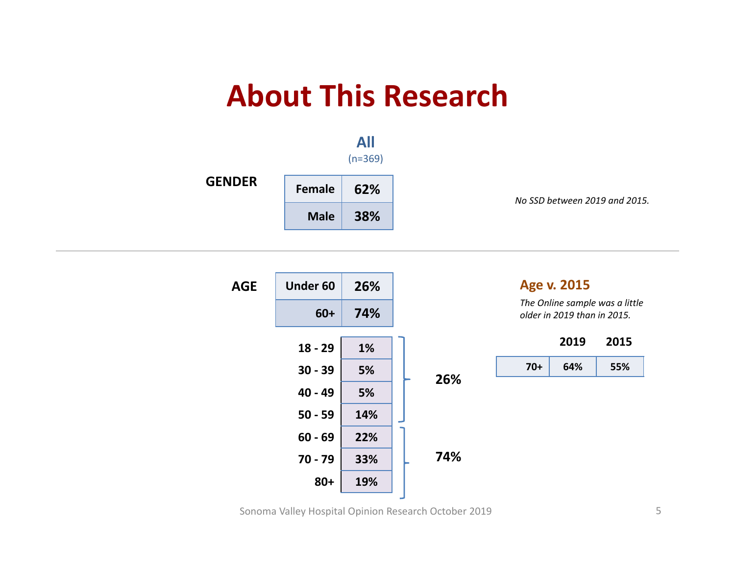# About This Research

**All**
(n=369)

**GENDER**

| | All (n=369) |
|---|---|
| Female | 62% |
| Male | 38% |

*No SSD between 2019 and 2015.*

---

**AGE**

| | All (n=369) |
|---|---|
| Under 60 | 26% |
| 60+ | 74% |

| Age | % | Subtotal |
|---|---|---|
| 18 - 29 | 1% | 26% |
| 30 - 39 | 5% | |
| 40 - 49 | 5% | |
| 50 - 59 | 14% | |
| 60 - 69 | 22% | 74% |
| 70 - 79 | 33% | |
| 80+ | 19% | |

### Age v. 2015

*The Online sample was a little older in 2019 than in 2015.*

| | 2019 | 2015 |
|---|---|---|
| 70+ | 64% | 55% |

Sonoma Valley Hospital Opinion Research October 2019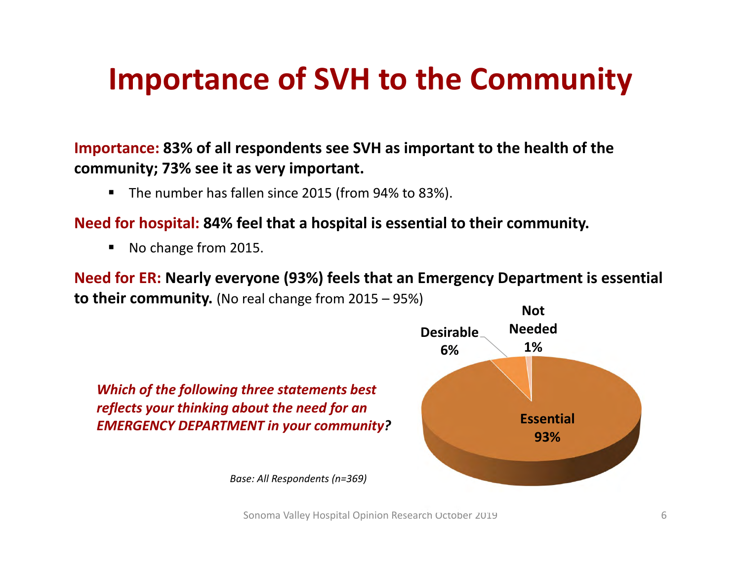# Importance of SVH to the Community

**Importance: 83% of all respondents see SVH as important to the health of the community; 73% see it as very important.**

- The number has fallen since 2015 (from 94% to 83%).

**Need for hospital: 84% feel that a hospital is essential to their community.**

- No change from 2015.

**Need for ER: Nearly everyone (93%) feels that an Emergency Department is essential to their community.** (No real change from 2015 – 95%)

***Which of the following three statements best reflects your thinking about the need for an EMERGENCY DEPARTMENT in your community?***

| Response | Percent |
| --- | --- |
| Essential | 93% |
| Desirable | 6% |
| Not Needed | 1% |

*Base: All Respondents (n=369)*

Sonoma Valley Hospital Opinion Research October 2019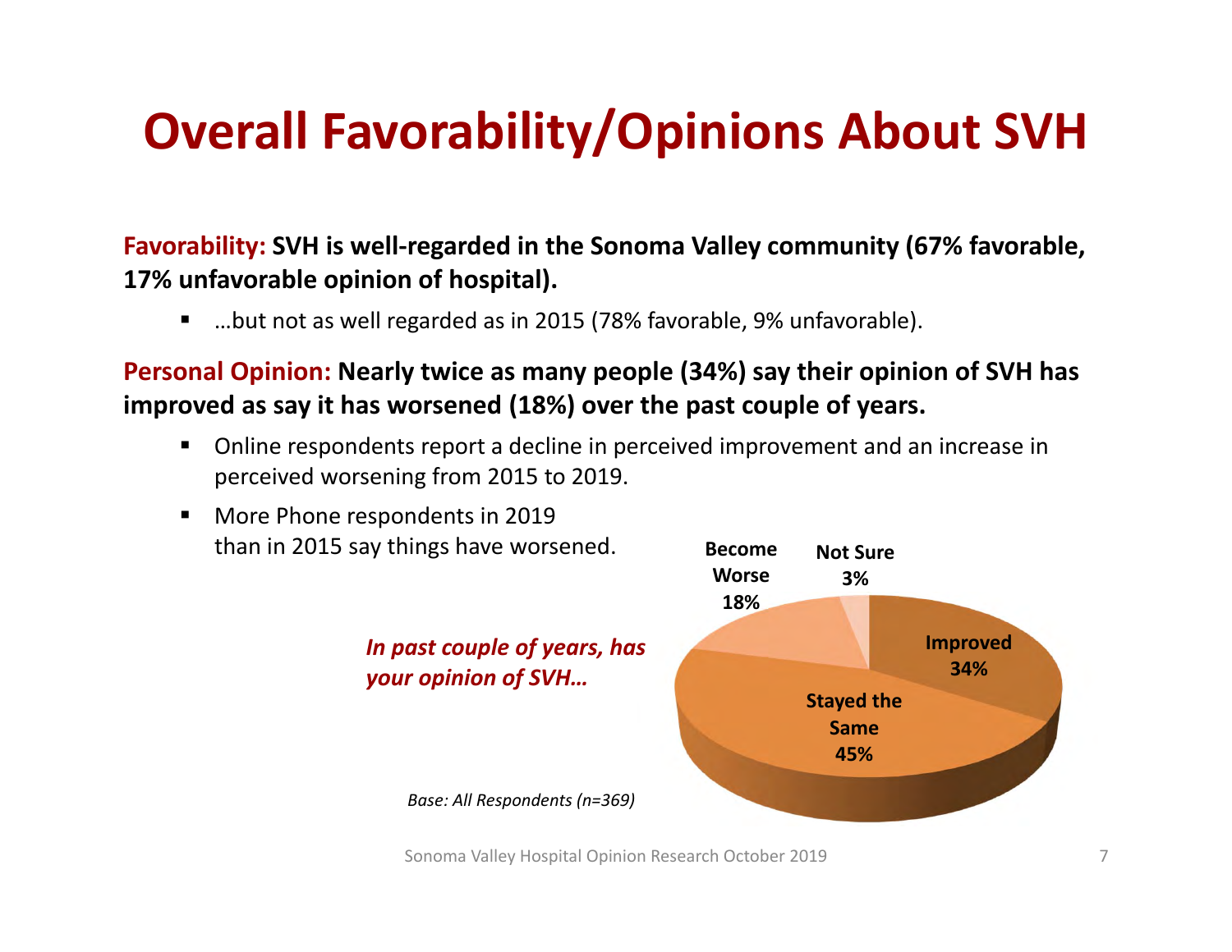# Overall Favorability/Opinions About SVH

**Favorability: SVH is well-regarded in the Sonoma Valley community (67% favorable, 17% unfavorable opinion of hospital).**

- …but not as well regarded as in 2015 (78% favorable, 9% unfavorable).

**Personal Opinion: Nearly twice as many people (34%) say their opinion of SVH has improved as say it has worsened (18%) over the past couple of years.**

- Online respondents report a decline in perceived improvement and an increase in perceived worsening from 2015 to 2019.
- More Phone respondents in 2019 than in 2015 say things have worsened.

*In past couple of years, has your opinion of SVH…*

| Response | Percent |
|---|---|
| Improved | 34% |
| Stayed the Same | 45% |
| Become Worse | 18% |
| Not Sure | 3% |

*Base: All Respondents (n=369)*

Sonoma Valley Hospital Opinion Research October 2019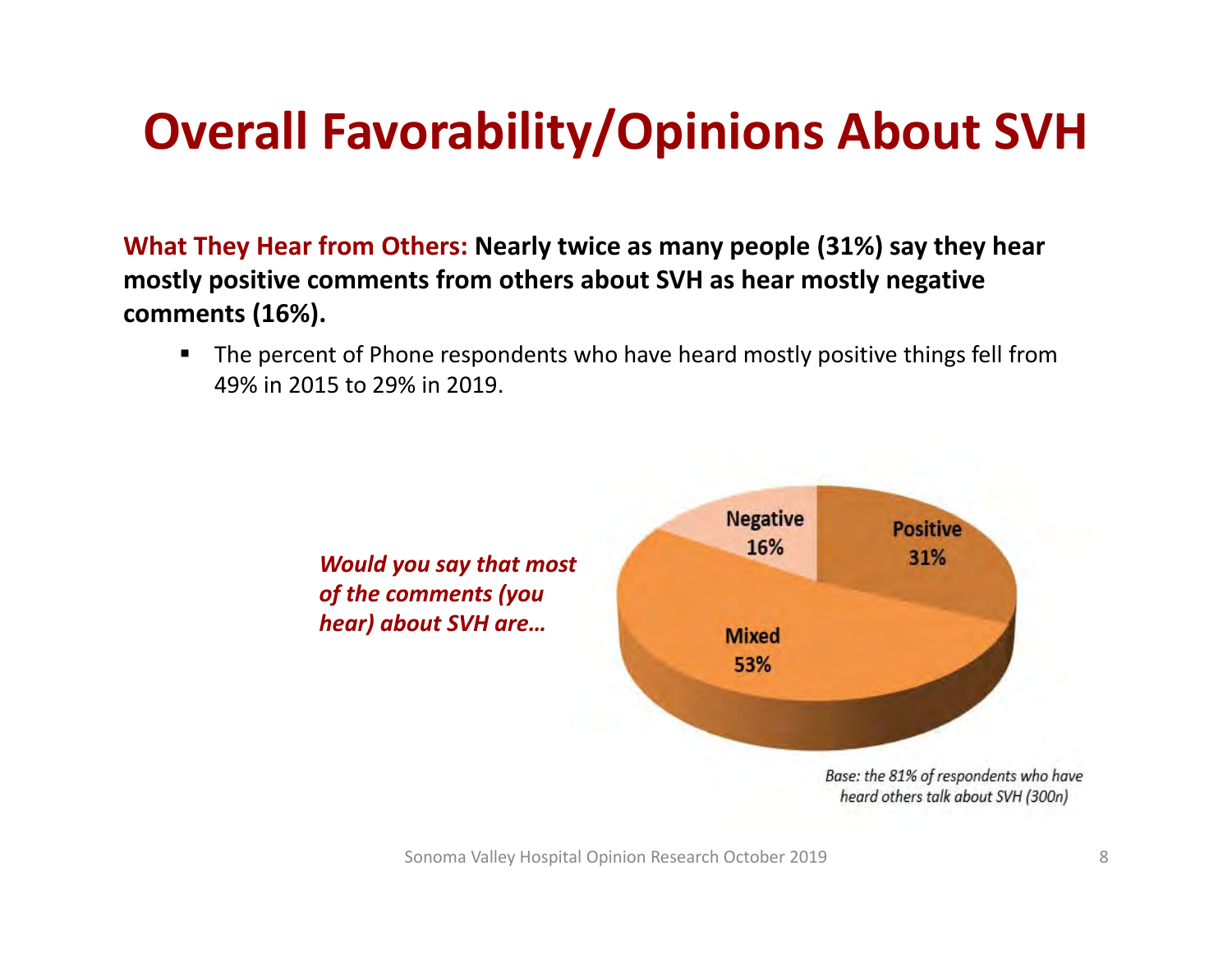# Overall Favorability/Opinions About SVH

**What They Hear from Others: Nearly twice as many people (31%) say they hear mostly positive comments from others about SVH as hear mostly negative comments (16%).**

- The percent of Phone respondents who have heard mostly positive things fell from 49% in 2015 to 29% in 2019.

***Would you say that most of the comments (you hear) about SVH are…***

| Response | Percent |
| --- | --- |
| Positive | 31% |
| Mixed | 53% |
| Negative | 16% |

*Base: the 81% of respondents who have heard others talk about SVH (300n)*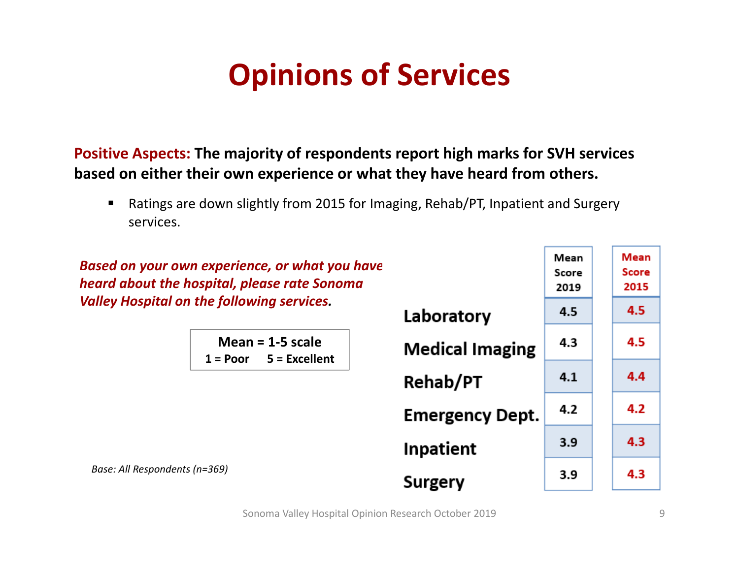# Opinions of Services

**Positive Aspects: The majority of respondents report high marks for SVH services based on either their own experience or what they have heard from others.**

- Ratings are down slightly from 2015 for Imaging, Rehab/PT, Inpatient and Surgery services.

***Based on your own experience, or what you have heard about the hospital, please rate Sonoma Valley Hospital on the following services.***

**Mean = 1-5 scale**
**1 = Poor 5 = Excellent**

| | Mean Score 2019 | Mean Score 2015 |
|---|---|---|
| Laboratory | 4.5 | 4.5 |
| Medical Imaging | 4.3 | 4.5 |
| Rehab/PT | 4.1 | 4.4 |
| Emergency Dept. | 4.2 | 4.2 |
| Inpatient | 3.9 | 4.3 |
| Surgery | 3.9 | 4.3 |

*Base: All Respondents (n=369)*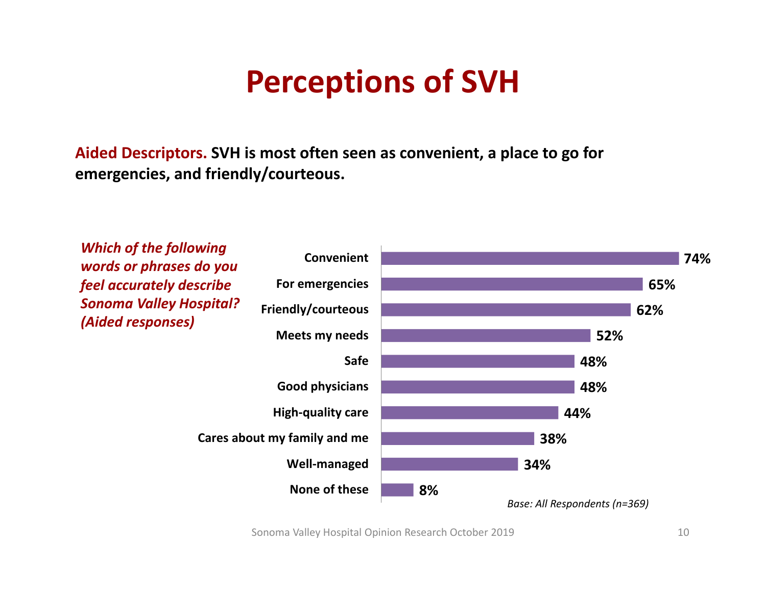# Perceptions of SVH

**Aided Descriptors. SVH is most often seen as convenient, a place to go for emergencies, and friendly/courteous.**

***Which of the following words or phrases do you feel accurately describe Sonoma Valley Hospital? (Aided responses)***

| Descriptor | % |
|---|---|
| Convenient | 74% |
| For emergencies | 65% |
| Friendly/courteous | 62% |
| Meets my needs | 52% |
| Safe | 48% |
| Good physicians | 48% |
| High-quality care | 44% |
| Cares about my family and me | 38% |
| Well-managed | 34% |
| None of these | 8% |

*Base: All Respondents (n=369)*

Sonoma Valley Hospital Opinion Research October 2019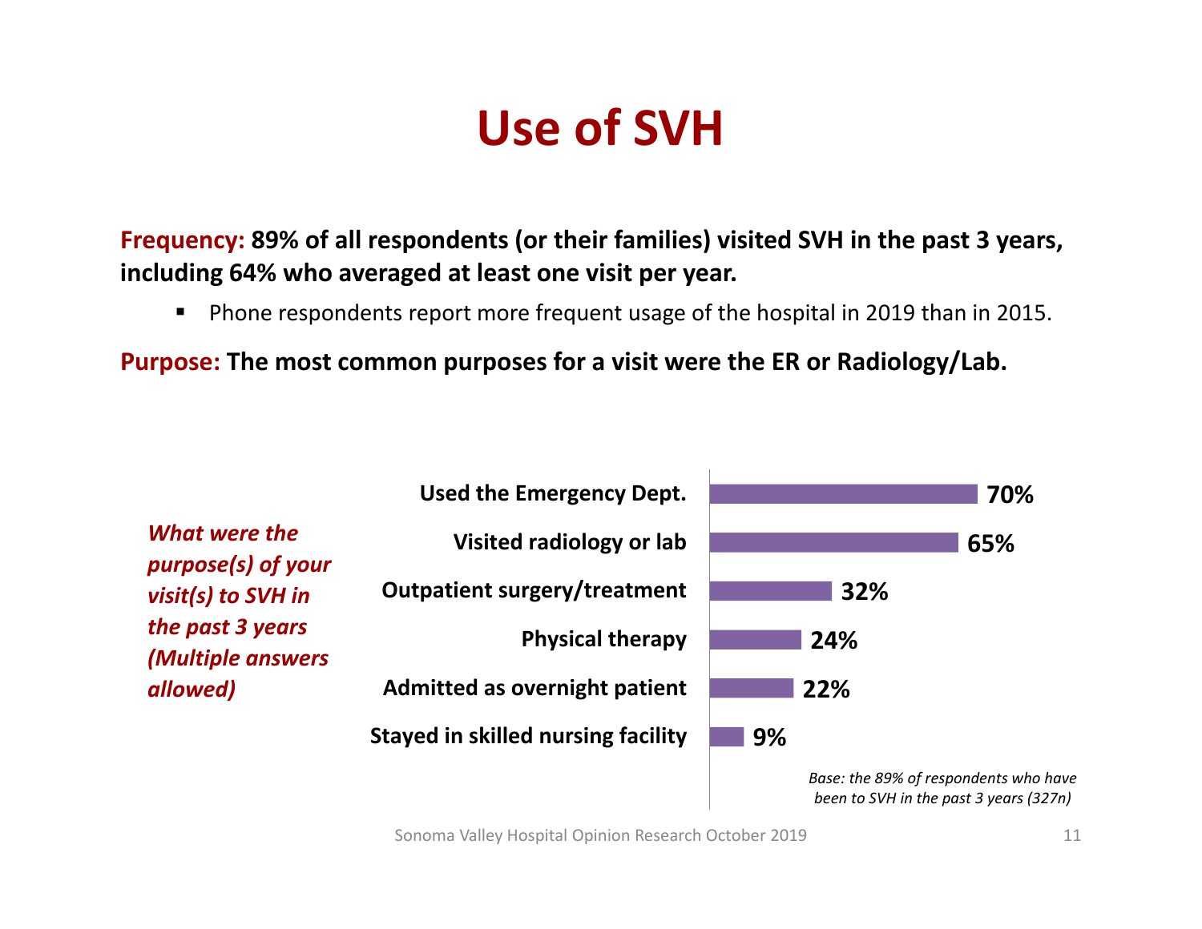# Use of SVH

**Frequency: 89% of all respondents (or their families) visited SVH in the past 3 years, including 64% who averaged at least one visit per year.**

- Phone respondents report more frequent usage of the hospital in 2019 than in 2015.

**Purpose: The most common purposes for a visit were the ER or Radiology/Lab.**

***What were the purpose(s) of your visit(s) to SVH in the past 3 years (Multiple answers allowed)***

| Purpose | % |
|---|---|
| Used the Emergency Dept. | 70% |
| Visited radiology or lab | 65% |
| Outpatient surgery/treatment | 32% |
| Physical therapy | 24% |
| Admitted as overnight patient | 22% |
| Stayed in skilled nursing facility | 9% |

*Base: the 89% of respondents who have been to SVH in the past 3 years (327n)*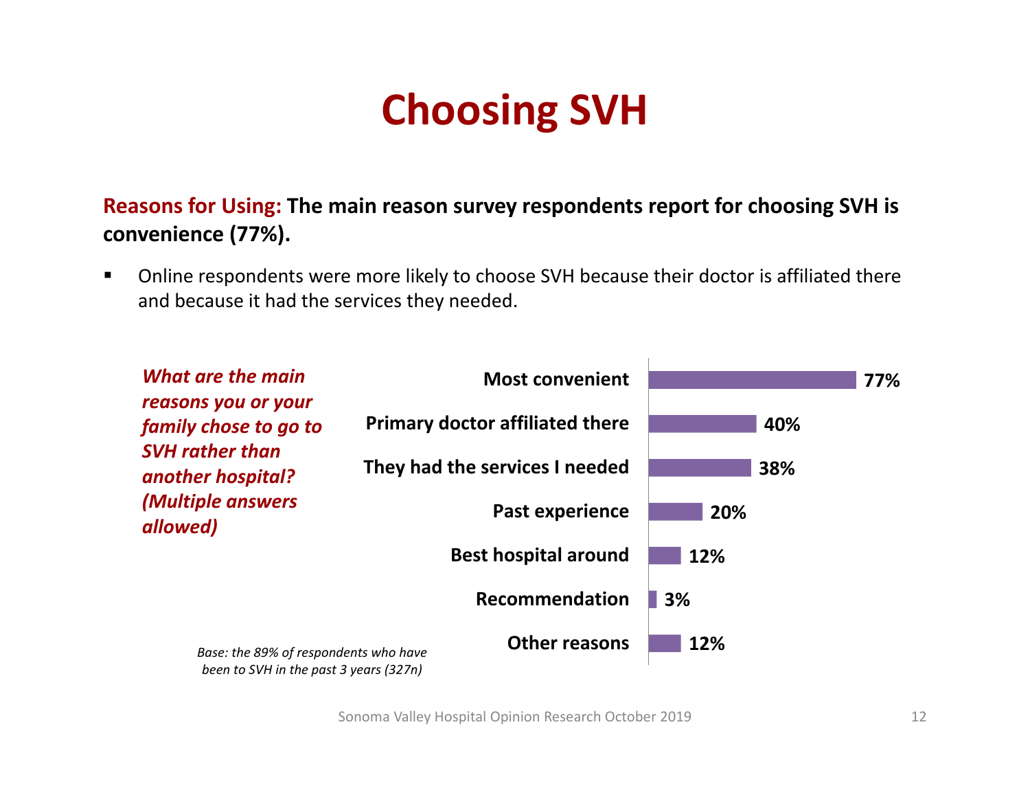# Choosing SVH

**Reasons for Using: The main reason survey respondents report for choosing SVH is convenience (77%).**

- Online respondents were more likely to choose SVH because their doctor is affiliated there and because it had the services they needed.

***What are the main reasons you or your family chose to go to SVH rather than another hospital? (Multiple answers allowed)***

| Reason | % |
|---|---|
| Most convenient | 77% |
| Primary doctor affiliated there | 40% |
| They had the services I needed | 38% |
| Past experience | 20% |
| Best hospital around | 12% |
| Recommendation | 3% |
| Other reasons | 12% |

*Base: the 89% of respondents who have been to SVH in the past 3 years (327n)*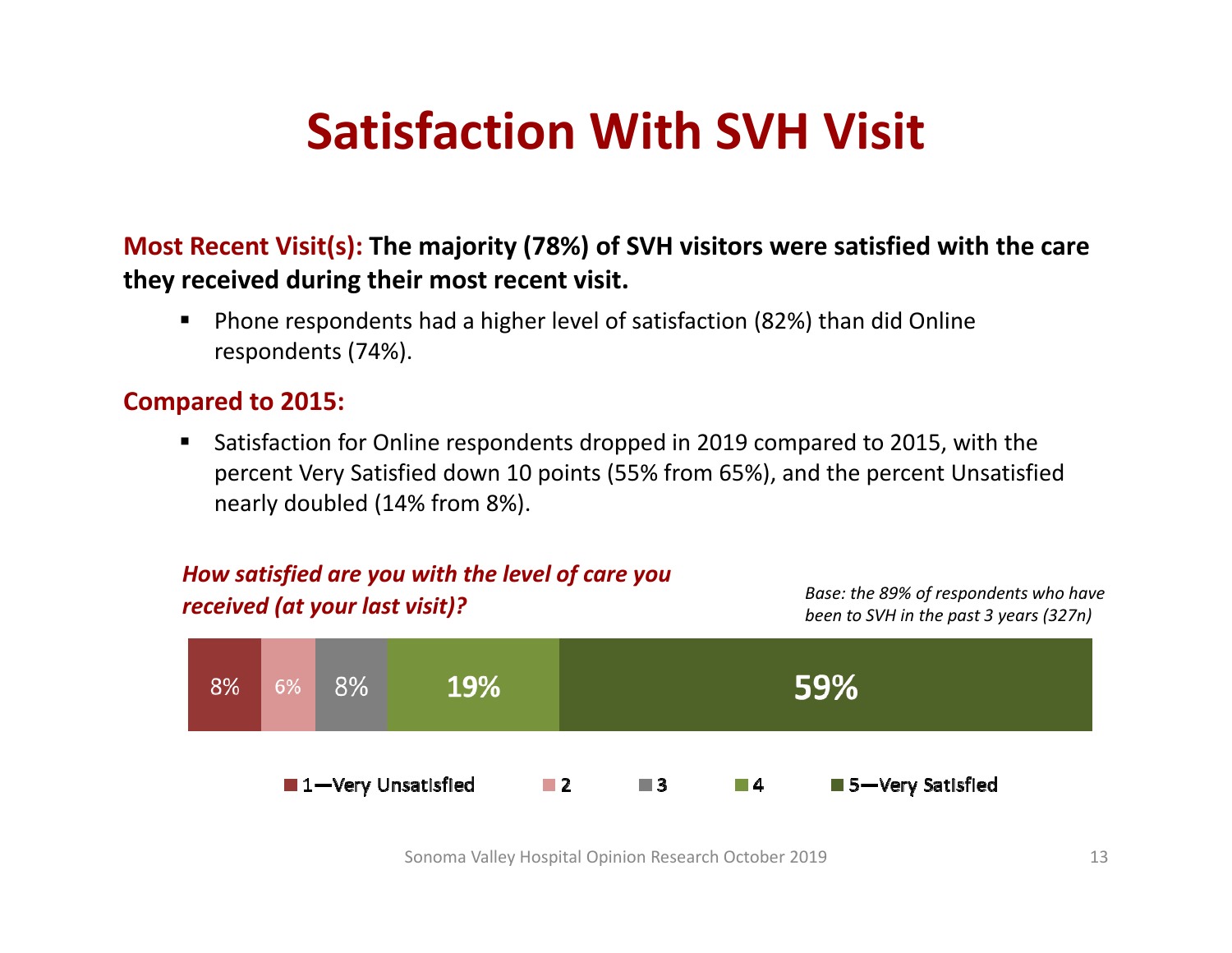# Satisfaction With SVH Visit

**Most Recent Visit(s): The majority (78%) of SVH visitors were satisfied with the care they received during their most recent visit.**

- Phone respondents had a higher level of satisfaction (82%) than did Online respondents (74%).

**Compared to 2015:**

- Satisfaction for Online respondents dropped in 2019 compared to 2015, with the percent Very Satisfied down 10 points (55% from 65%), and the percent Unsatisfied nearly doubled (14% from 8%).

***How satisfied are you with the level of care you received (at your last visit)?***

*Base: the 89% of respondents who have been to SVH in the past 3 years (327n)*

| 1—Very Unsatisfied | 2 | 3 | 4 | 5—Very Satisfied |
|---|---|---|---|---|
| 8% | 6% | 8% | 19% | 59% |

Sonoma Valley Hospital Opinion Research October 2019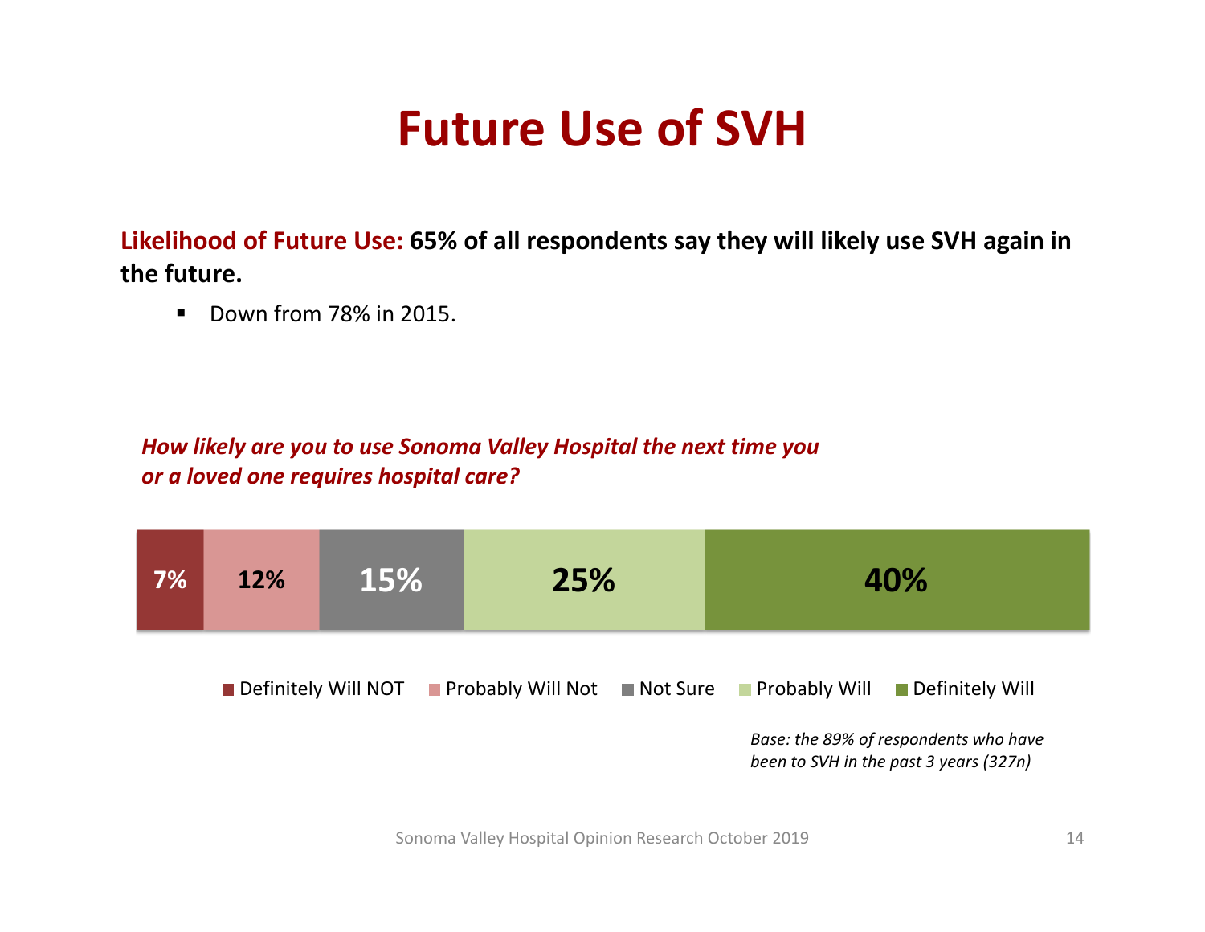# Future Use of SVH

**Likelihood of Future Use: 65% of all respondents say they will likely use SVH again in the future.**

- Down from 78% in 2015.

***How likely are you to use Sonoma Valley Hospital the next time you or a loved one requires hospital care?***

| Definitely Will NOT | Probably Will Not | Not Sure | Probably Will | Definitely Will |
|---|---|---|---|---|
| 7% | 12% | 15% | 25% | 40% |

*Base: the 89% of respondents who have been to SVH in the past 3 years (327n)*

Sonoma Valley Hospital Opinion Research October 2019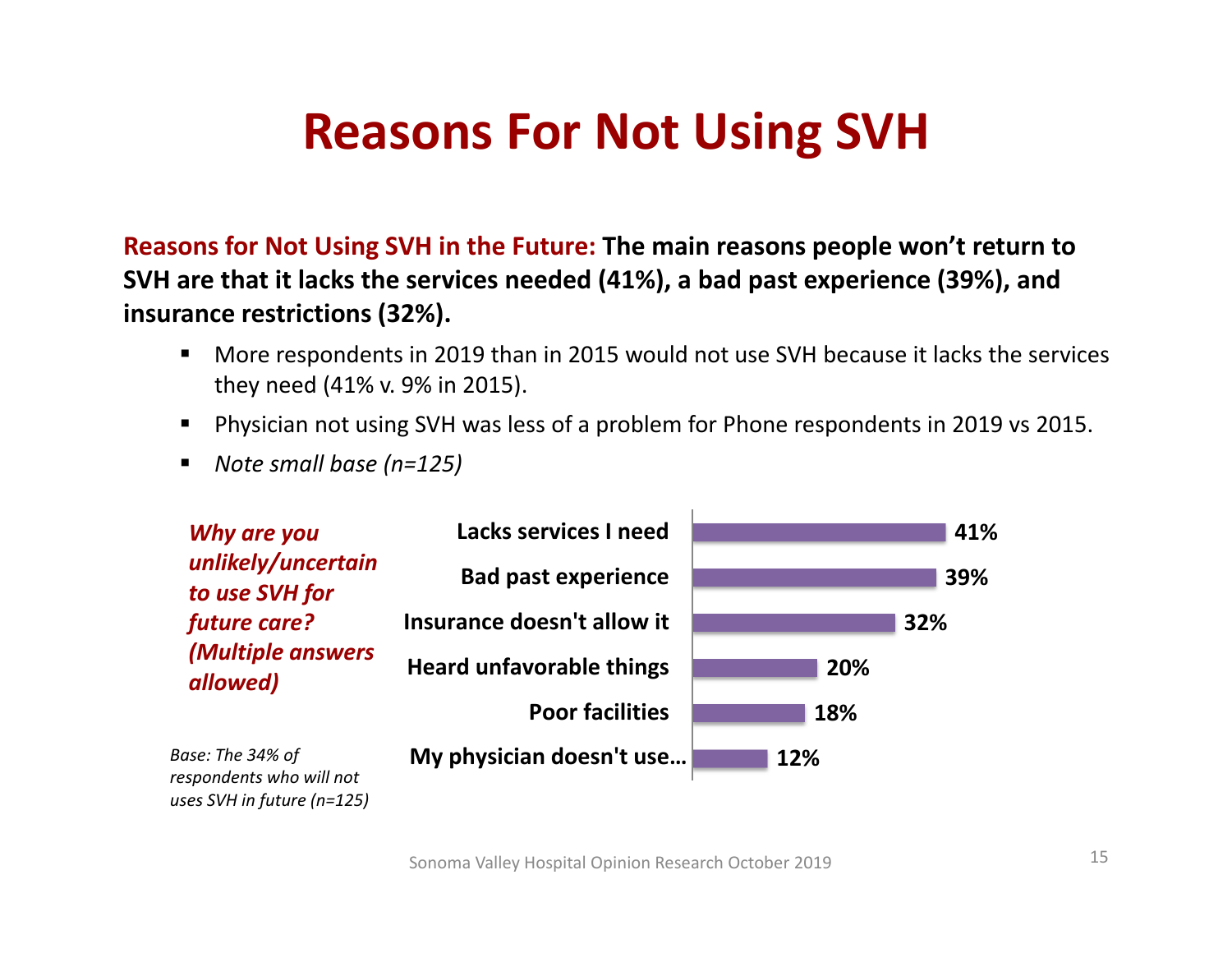# Reasons For Not Using SVH

**Reasons for Not Using SVH in the Future: The main reasons people won't return to SVH are that it lacks the services needed (41%), a bad past experience (39%), and insurance restrictions (32%).**

- More respondents in 2019 than in 2015 would not use SVH because it lacks the services they need (41% v. 9% in 2015).
- Physician not using SVH was less of a problem for Phone respondents in 2019 vs 2015.
- *Note small base (n=125)*

***Why are you unlikely/uncertain to use SVH for future care? (Multiple answers allowed)***

| Reason | % |
|---|---|
| Lacks services I need | 41% |
| Bad past experience | 39% |
| Insurance doesn't allow it | 32% |
| Heard unfavorable things | 20% |
| Poor facilities | 18% |
| My physician doesn't use… | 12% |

*Base: The 34% of respondents who will not uses SVH in future (n=125)*

Sonoma Valley Hospital Opinion Research October 2019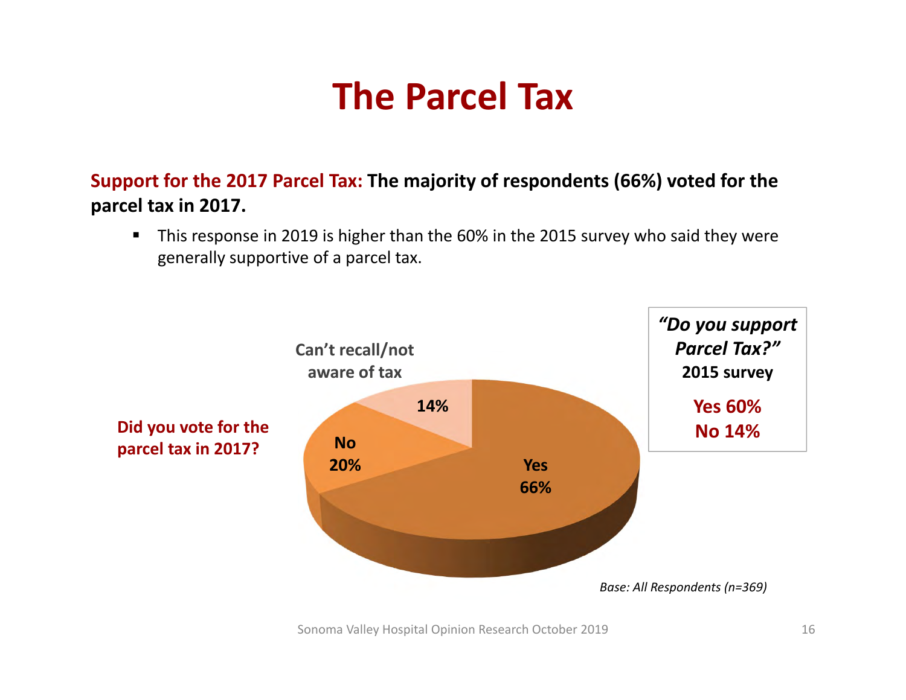# The Parcel Tax

**Support for the 2017 Parcel Tax: The majority of respondents (66%) voted for the parcel tax in 2017.**

- This response in 2019 is higher than the 60% in the 2015 survey who said they were generally supportive of a parcel tax.

**Did you vote for the parcel tax in 2017?**

| Response | Percent |
| --- | --- |
| Yes | 66% |
| No | 20% |
| Can't recall/not aware of tax | 14% |

***"Do you support Parcel Tax?"***
**2015 survey**

**Yes 60%**
**No 14%**

*Base: All Respondents (n=369)*

Sonoma Valley Hospital Opinion Research October 2019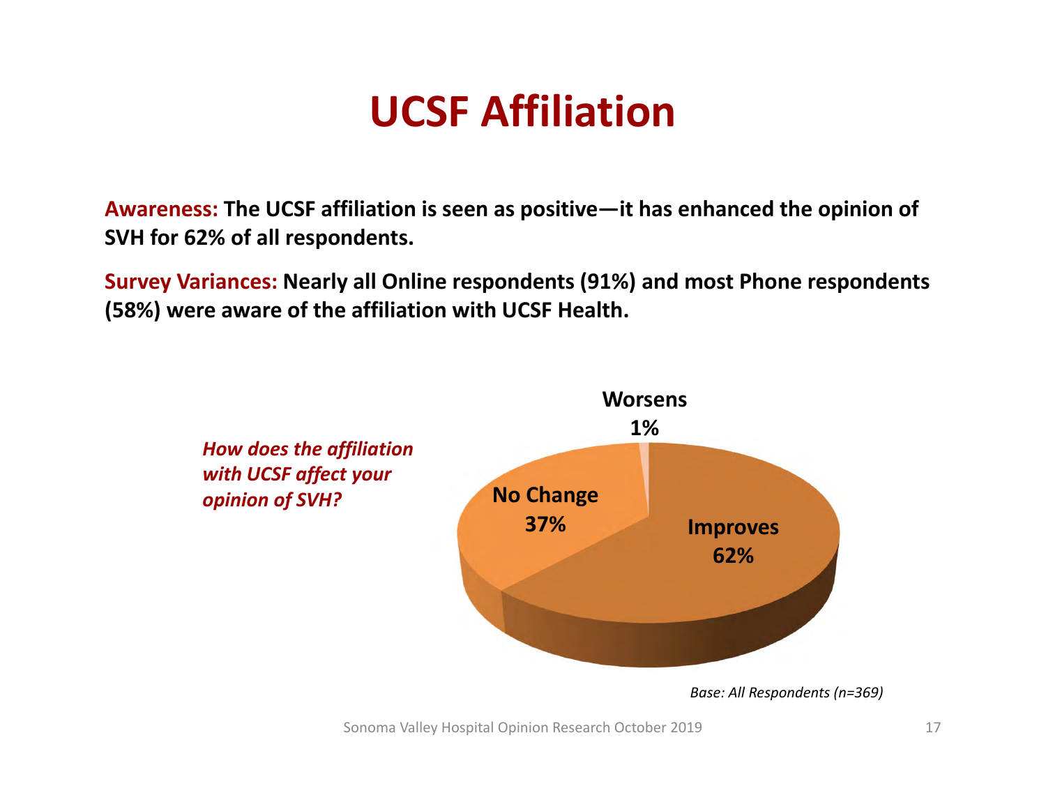# UCSF Affiliation

**Awareness:** **The UCSF affiliation is seen as positive—it has enhanced the opinion of SVH for 62% of all respondents.**

**Survey Variances:** **Nearly all Online respondents (91%) and most Phone respondents (58%) were aware of the affiliation with UCSF Health.**

*How does the affiliation with UCSF affect your opinion of SVH?*

| Response | Percent |
|---|---|
| Improves | 62% |
| No Change | 37% |
| Worsens | 1% |

*Base: All Respondents (n=369)*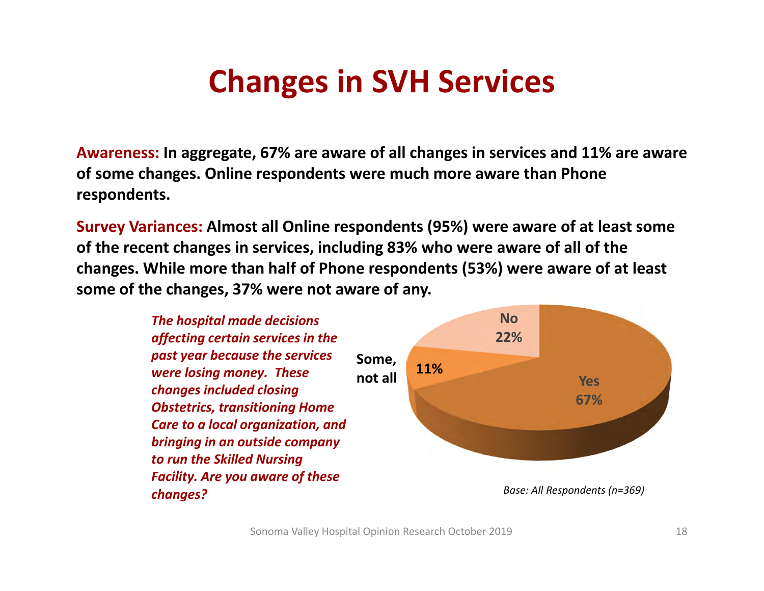# Changes in SVH Services

**Awareness:** **In aggregate, 67% are aware of all changes in services and 11% are aware of some changes. Online respondents were much more aware than Phone respondents.**

**Survey Variances:** **Almost all Online respondents (95%) were aware of at least some of the recent changes in services, including 83% who were aware of all of the changes. While more than half of Phone respondents (53%) were aware of at least some of the changes, 37% were not aware of any.**

***The hospital made decisions affecting certain services in the past year because the services were losing money. These changes included closing Obstetrics, transitioning Home Care to a local organization, and bringing in an outside company to run the Skilled Nursing Facility. Are you aware of these changes?***

| Response | Percent |
|---|---|
| Yes | 67% |
| Some, not all | 11% |
| No | 22% |

*Base: All Respondents (n=369)*

Sonoma Valley Hospital Opinion Research October 2019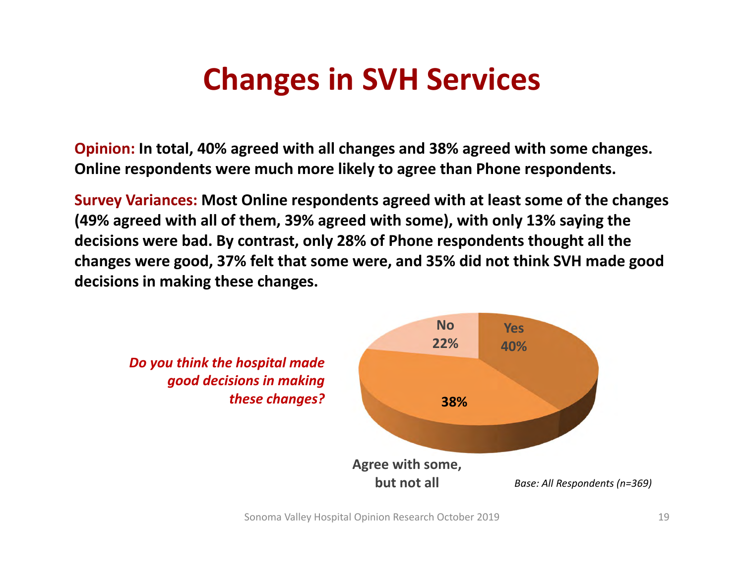# Changes in SVH Services

**Opinion:** **In total, 40% agreed with all changes and 38% agreed with some changes. Online respondents were much more likely to agree than Phone respondents.**

**Survey Variances:** **Most Online respondents agreed with at least some of the changes (49% agreed with all of them, 39% agreed with some), with only 13% saying the decisions were bad. By contrast, only 28% of Phone respondents thought all the changes were good, 37% felt that some were, and 35% did not think SVH made good decisions in making these changes.**

*Do you think the hospital made good decisions in making these changes?*

| Response | Percent |
|---|---|
| Yes | 40% |
| Agree with some, but not all | 38% |
| No | 22% |

*Base: All Respondents (n=369)*

Sonoma Valley Hospital Opinion Research October 2019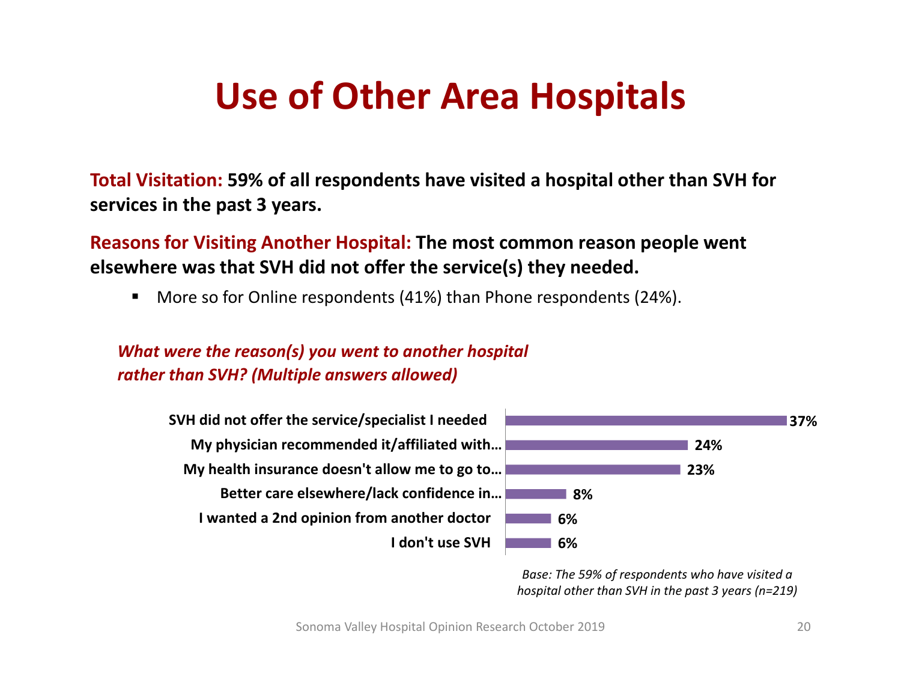# Use of Other Area Hospitals

**Total Visitation: 59% of all respondents have visited a hospital other than SVH for services in the past 3 years.**

**Reasons for Visiting Another Hospital: The most common reason people went elsewhere was that SVH did not offer the service(s) they needed.**

- More so for Online respondents (41%) than Phone respondents (24%).

***What were the reason(s) you went to another hospital rather than SVH? (Multiple answers allowed)***

| Reason | % |
|---|---|
| SVH did not offer the service/specialist I needed | 37% |
| My physician recommended it/affiliated with… | 24% |
| My health insurance doesn't allow me to go to… | 23% |
| Better care elsewhere/lack confidence in… | 8% |
| I wanted a 2nd opinion from another doctor | 6% |
| I don't use SVH | 6% |

*Base: The 59% of respondents who have visited a hospital other than SVH in the past 3 years (n=219)*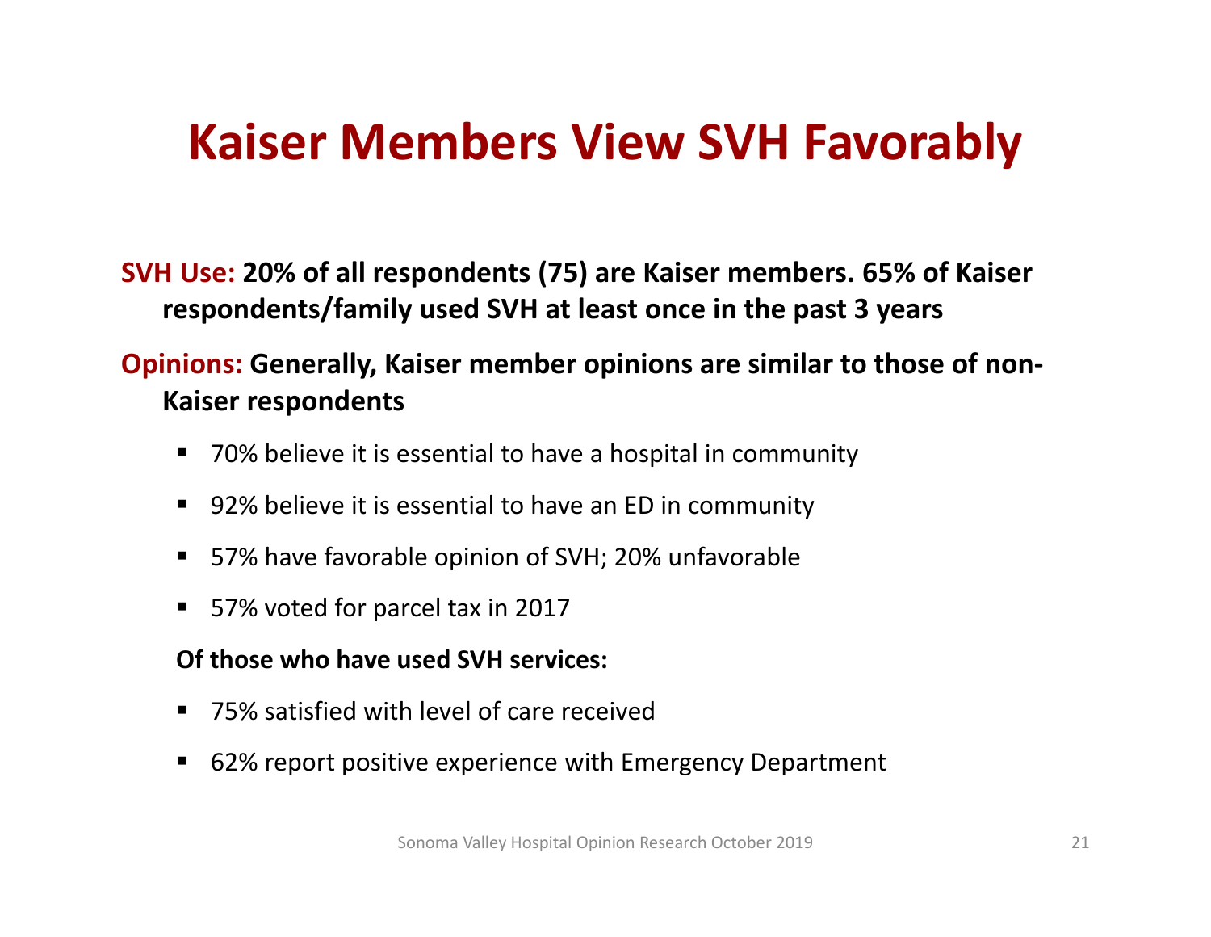# Kaiser Members View SVH Favorably

**SVH Use: 20% of all respondents (75) are Kaiser members. 65% of Kaiser respondents/family used SVH at least once in the past 3 years**

**Opinions: Generally, Kaiser member opinions are similar to those of non-Kaiser respondents**

- 70% believe it is essential to have a hospital in community
- 92% believe it is essential to have an ED in community
- 57% have favorable opinion of SVH; 20% unfavorable
- 57% voted for parcel tax in 2017

**Of those who have used SVH services:**

- 75% satisfied with level of care received
- 62% report positive experience with Emergency Department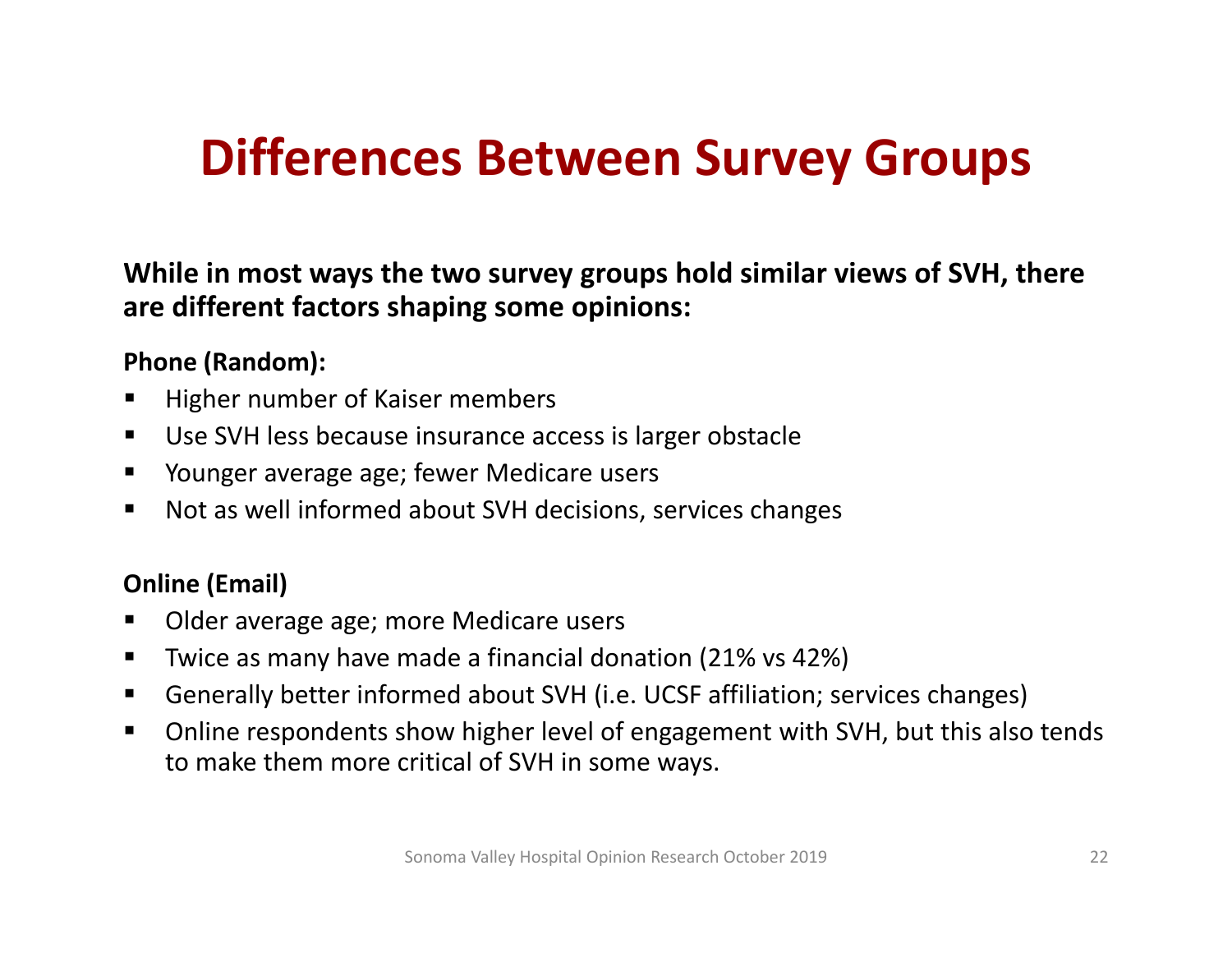# Differences Between Survey Groups

**While in most ways the two survey groups hold similar views of SVH, there are different factors shaping some opinions:**

**Phone (Random):**

- Higher number of Kaiser members
- Use SVH less because insurance access is larger obstacle
- Younger average age; fewer Medicare users
- Not as well informed about SVH decisions, services changes

**Online (Email)**

- Older average age; more Medicare users
- Twice as many have made a financial donation (21% vs 42%)
- Generally better informed about SVH (i.e. UCSF affiliation; services changes)
- Online respondents show higher level of engagement with SVH, but this also tends to make them more critical of SVH in some ways.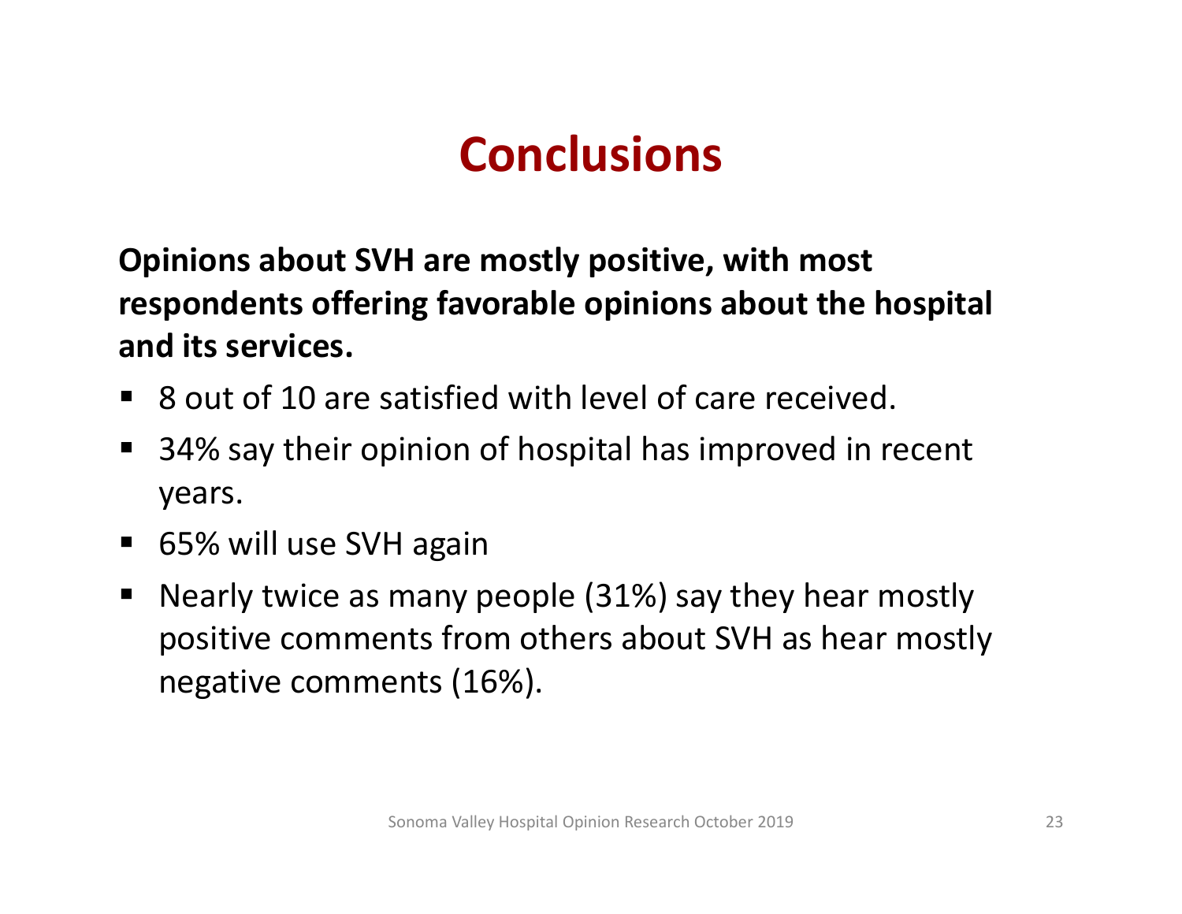# Conclusions

**Opinions about SVH are mostly positive, with most respondents offering favorable opinions about the hospital and its services.**

- 8 out of 10 are satisfied with level of care received.
- 34% say their opinion of hospital has improved in recent years.
- 65% will use SVH again
- Nearly twice as many people (31%) say they hear mostly positive comments from others about SVH as hear mostly negative comments (16%).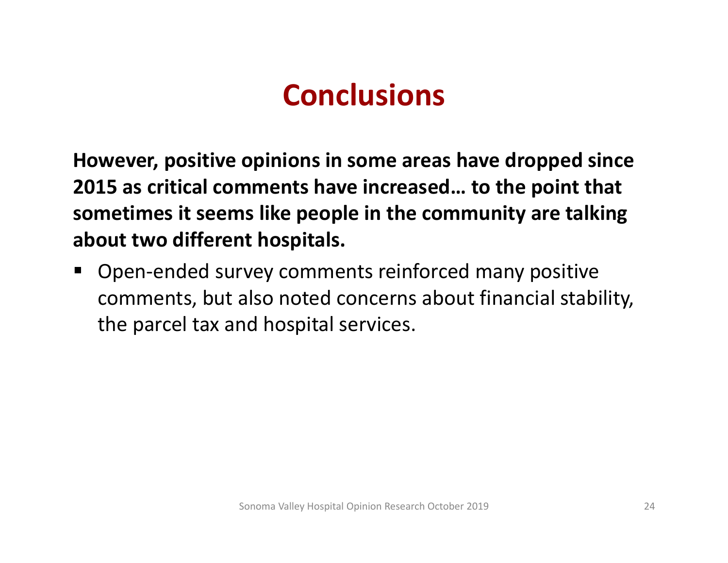# Conclusions

**However, positive opinions in some areas have dropped since 2015 as critical comments have increased… to the point that sometimes it seems like people in the community are talking about two different hospitals.**

- Open-ended survey comments reinforced many positive comments, but also noted concerns about financial stability, the parcel tax and hospital services.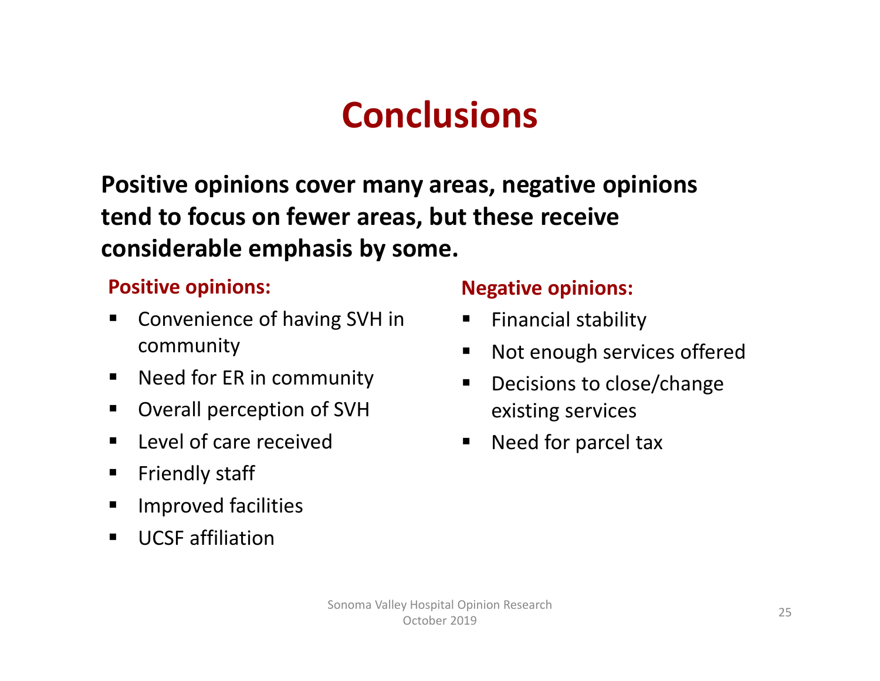# Conclusions

**Positive opinions cover many areas, negative opinions tend to focus on fewer areas, but these receive considerable emphasis by some.**

### Positive opinions:

- Convenience of having SVH in community
- Need for ER in community
- Overall perception of SVH
- Level of care received
- Friendly staff
- Improved facilities
- UCSF affiliation

### Negative opinions:

- Financial stability
- Not enough services offered
- Decisions to close/change existing services
- Need for parcel tax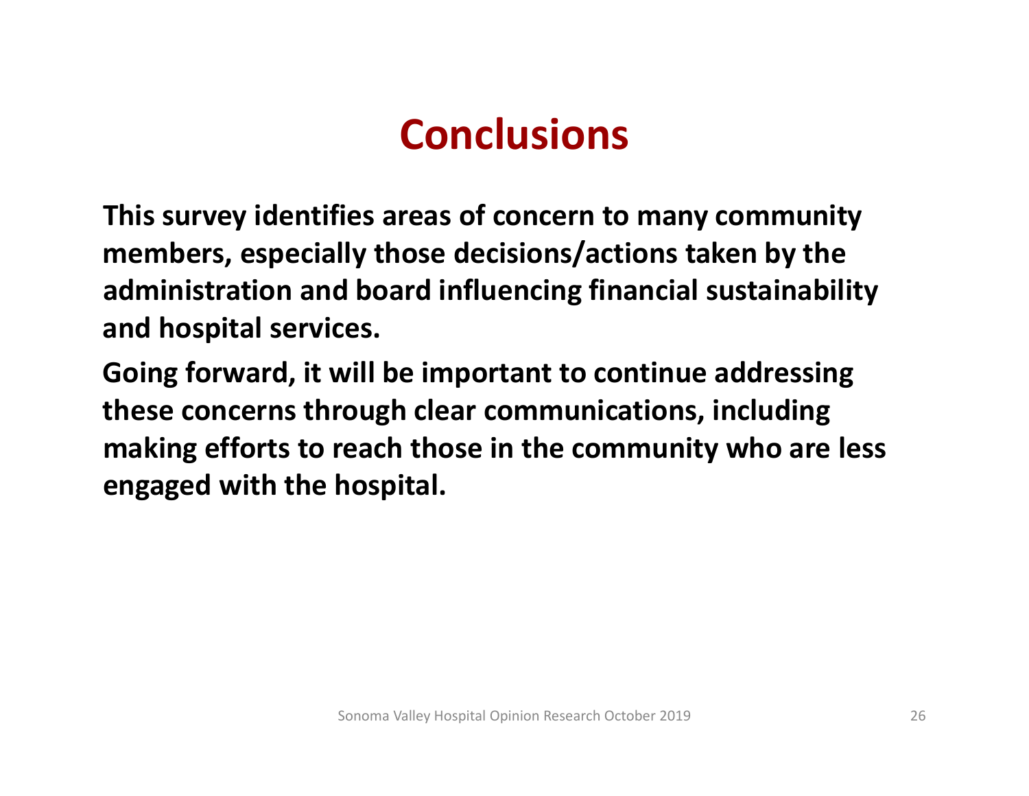# Conclusions

**This survey identifies areas of concern to many community members, especially those decisions/actions taken by the administration and board influencing financial sustainability and hospital services.**

**Going forward, it will be important to continue addressing these concerns through clear communications, including making efforts to reach those in the community who are less engaged with the hospital.**